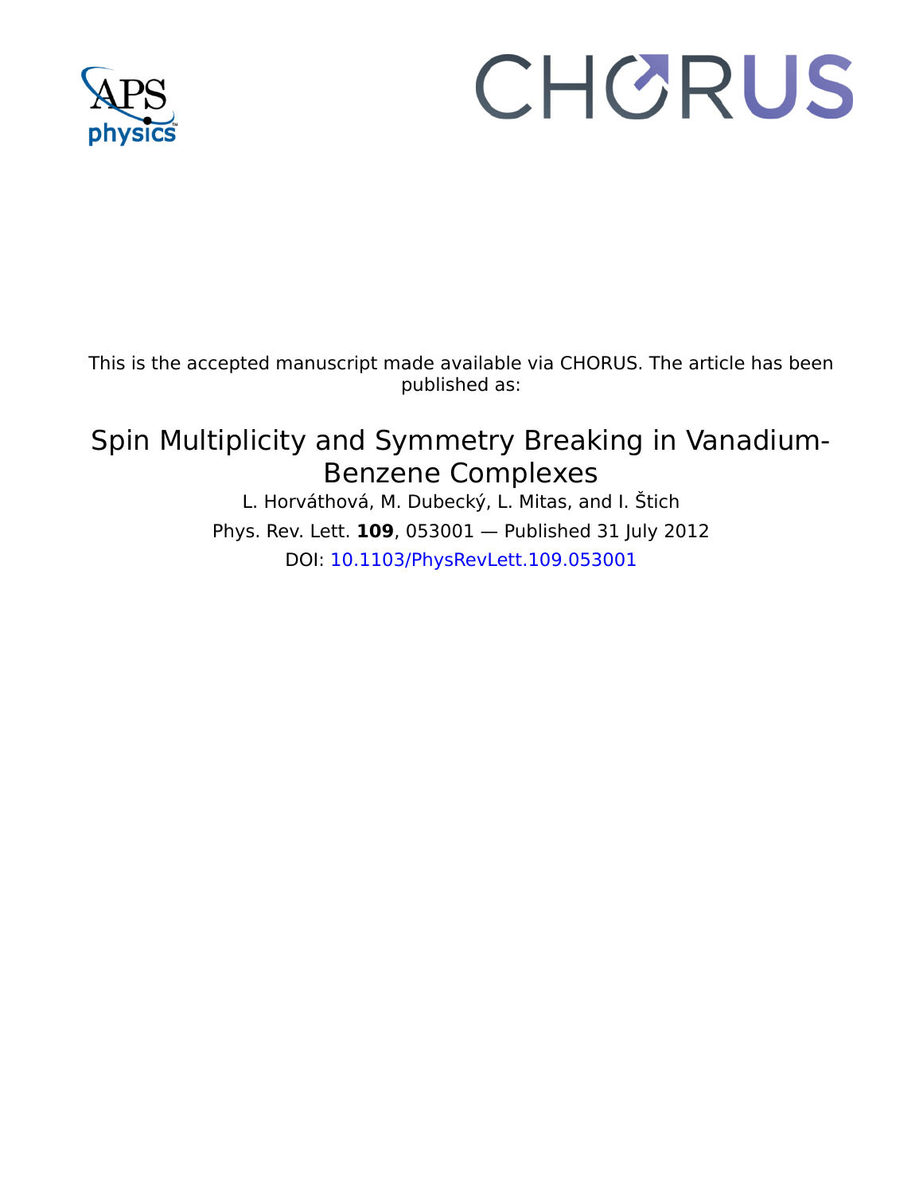This is the accepted manuscript made available via CHORUS. The article has been published as:

# Spin Multiplicity and Symmetry Breaking in Vanadium-Benzene Complexes

L. Horváthová, M. Dubecký, L. Mitas, and I. Štich

Phys. Rev. Lett. **109**, 053001 — Published 31 July 2012

DOI: 10.1103/PhysRevLett.109.053001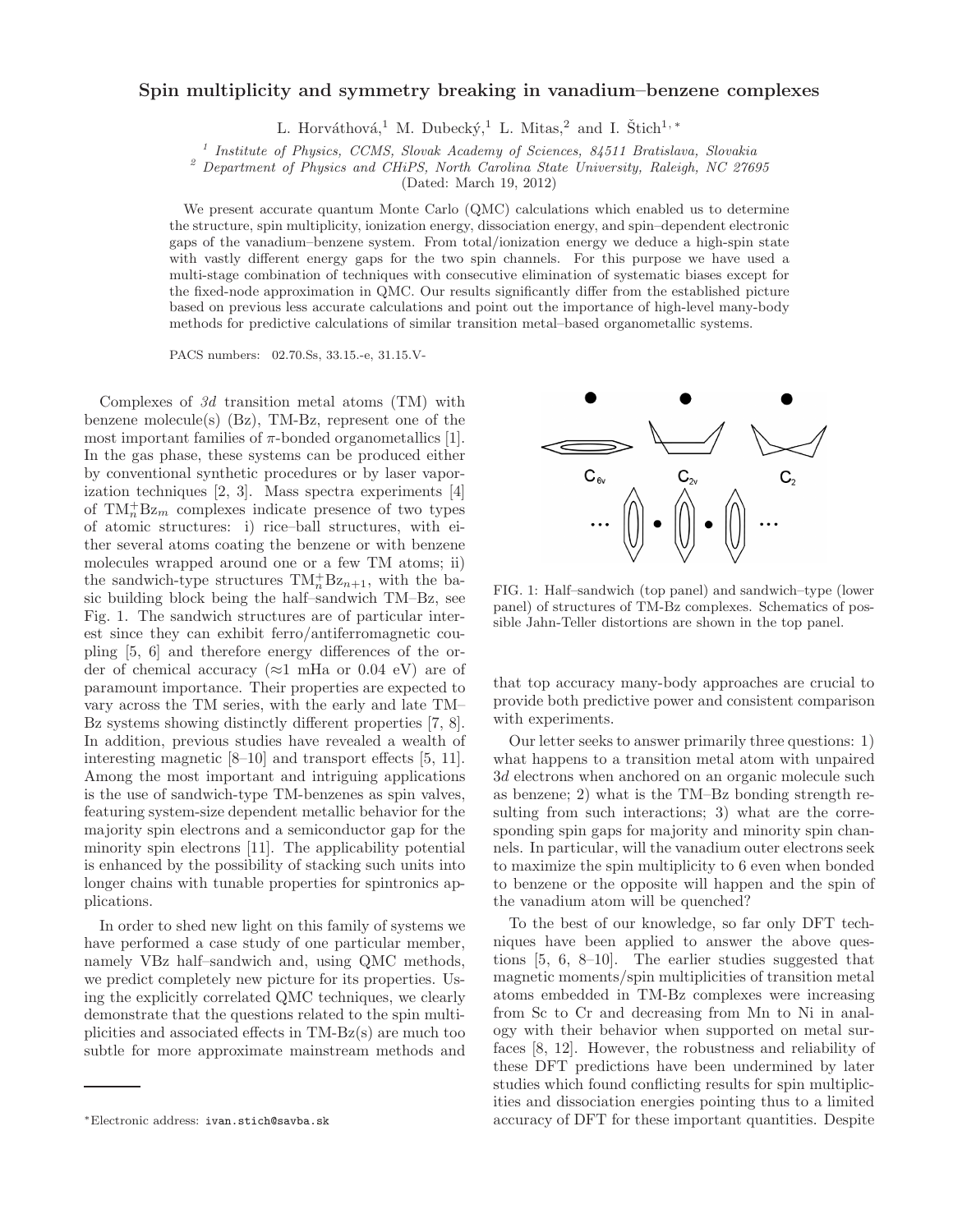# Spin multiplicity and symmetry breaking in vanadium–benzene complexes

L. Horváthová,[1] M. Dubecký,[1] L. Mitas,[2] and I. Štich[1,*]

[1] *Institute of Physics, CCMS, Slovak Academy of Sciences, 84511 Bratislava, Slovakia*
[2] *Department of Physics and CHiPS, North Carolina State University, Raleigh, NC 27695*

(Dated: March 19, 2012)

We present accurate quantum Monte Carlo (QMC) calculations which enabled us to determine the structure, spin multiplicity, ionization energy, dissociation energy, and spin–dependent electronic gaps of the vanadium–benzene system. From total/ionization energy we deduce a high-spin state with vastly different energy gaps for the two spin channels. For this purpose we have used a multi-stage combination of techniques with consecutive elimination of systematic biases except for the fixed-node approximation in QMC. Our results significantly differ from the established picture based on previous less accurate calculations and point out the importance of high-level many-body methods for predictive calculations of similar transition metal–based organometallic systems.

PACS numbers: 02.70.Ss, 33.15.-e, 31.15.V-

Complexes of *3d* transition metal atoms (TM) with benzene molecule(s) (Bz), TM-Bz, represent one of the most important families of $\pi$-bonded organometallics [1]. In the gas phase, these systems can be produced either by conventional synthetic procedures or by laser vaporization techniques [2, 3]. Mass spectra experiments [4] of $TM_n^+Bz_m$ complexes indicate presence of two types of atomic structures: i) rice–ball structures, with either several atoms coating the benzene or with benzene molecules wrapped around one or a few TM atoms; ii) the sandwich-type structures $TM_n^+Bz_{n+1}$, with the basic building block being the half–sandwich TM–Bz, see Fig. 1. The sandwich structures are of particular interest since they can exhibit ferro/antiferromagnetic coupling [5, 6] and therefore energy differences of the order of chemical accuracy ($\approx$1 mHa or 0.04 eV) are of paramount importance. Their properties are expected to vary across the TM series, with the early and late TM–Bz systems showing distinctly different properties [7, 8]. In addition, previous studies have revealed a wealth of interesting magnetic [8–10] and transport effects [5, 11]. Among the most important and intriguing applications is the use of sandwich-type TM-benzenes as spin valves, featuring system-size dependent metallic behavior for the majority spin electrons and a semiconductor gap for the minority spin electrons [11]. The applicability potential is enhanced by the possibility of stacking such units into longer chains with tunable properties for spintronics applications.

In order to shed new light on this family of systems we have performed a case study of one particular member, namely VBz half–sandwich and, using QMC methods, we predict completely new picture for its properties. Using the explicitly correlated QMC techniques, we clearly demonstrate that the questions related to the spin multiplicities and associated effects in TM-Bz(s) are much too subtle for more approximate mainstream methods and that top accuracy many-body approaches are crucial to provide both predictive power and consistent comparison with experiments.

FIG. 1: Half–sandwich (top panel) and sandwich–type (lower panel) of structures of TM-Bz complexes. Schematics of possible Jahn-Teller distortions are shown in the top panel.

Our letter seeks to answer primarily three questions: 1) what happens to a transition metal atom with unpaired 3*d* electrons when anchored on an organic molecule such as benzene; 2) what is the TM–Bz bonding strength resulting from such interactions; 3) what are the corresponding spin gaps for majority and minority spin channels. In particular, will the vanadium outer electrons seek to maximize the spin multiplicity to 6 even when bonded to benzene or the opposite will happen and the spin of the vanadium atom will be quenched?

To the best of our knowledge, so far only DFT techniques have been applied to answer the above questions [5, 6, 8–10]. The earlier studies suggested that magnetic moments/spin multiplicities of transition metal atoms embedded in TM-Bz complexes were increasing from Sc to Cr and decreasing from Mn to Ni in analogy with their behavior when supported on metal surfaces [8, 12]. However, the robustness and reliability of these DFT predictions have been undermined by later studies which found conflicting results for spin multiplicities and dissociation energies pointing thus to a limited accuracy of DFT for these important quantities. Despite

*Electronic address: ivan.stich@savba.sk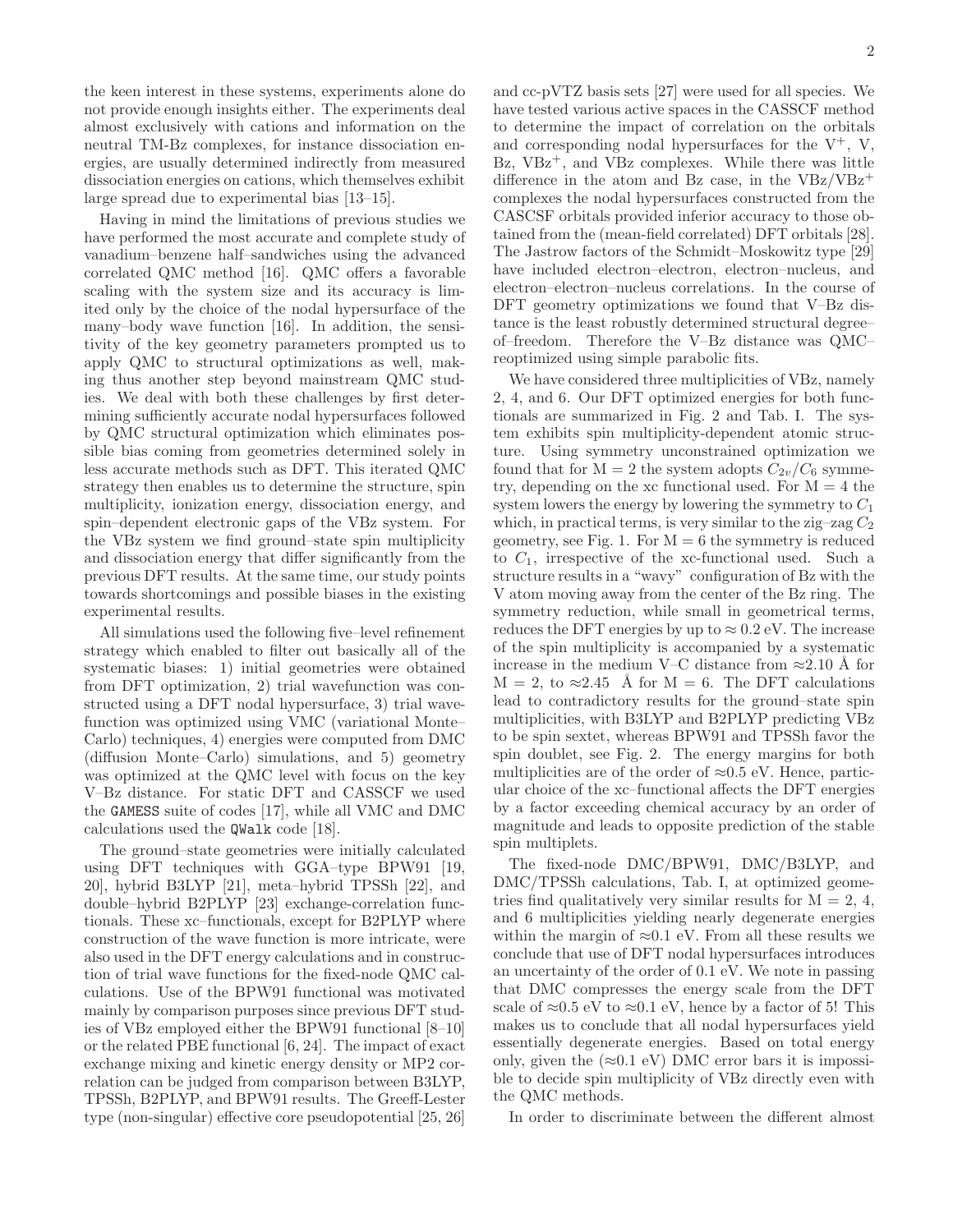the keen interest in these systems, experiments alone do not provide enough insights either. The experiments deal almost exclusively with cations and information on the neutral TM-Bz complexes, for instance dissociation energies, are usually determined indirectly from measured dissociation energies on cations, which themselves exhibit large spread due to experimental bias [13–15].

Having in mind the limitations of previous studies we have performed the most accurate and complete study of vanadium–benzene half–sandwiches using the advanced correlated QMC method [16]. QMC offers a favorable scaling with the system size and its accuracy is limited only by the choice of the nodal hypersurface of the many–body wave function [16]. In addition, the sensitivity of the key geometry parameters prompted us to apply QMC to structural optimizations as well, making thus another step beyond mainstream QMC studies. We deal with both these challenges by first determining sufficiently accurate nodal hypersurfaces followed by QMC structural optimization which eliminates possible bias coming from geometries determined solely in less accurate methods such as DFT. This iterated QMC strategy then enables us to determine the structure, spin multiplicity, ionization energy, dissociation energy, and spin–dependent electronic gaps of the VBz system. For the VBz system we find ground–state spin multiplicity and dissociation energy that differ significantly from the previous DFT results. At the same time, our study points towards shortcomings and possible biases in the existing experimental results.

All simulations used the following five–level refinement strategy which enabled to filter out basically all of the systematic biases: 1) initial geometries were obtained from DFT optimization, 2) trial wavefunction was constructed using a DFT nodal hypersurface, 3) trial wavefunction was optimized using VMC (variational Monte–Carlo) techniques, 4) energies were computed from DMC (diffusion Monte–Carlo) simulations, and 5) geometry was optimized at the QMC level with focus on the key V–Bz distance. For static DFT and CASSCF we used the GAMESS suite of codes [17], while all VMC and DMC calculations used the QWalk code [18].

The ground–state geometries were initially calculated using DFT techniques with GGA–type BPW91 [19, 20], hybrid B3LYP [21], meta–hybrid TPSSh [22], and double–hybrid B2PLYP [23] exchange-correlation functionals. These xc–functionals, except for B2PLYP where construction of the wave function is more intricate, were also used in the DFT energy calculations and in construction of trial wave functions for the fixed-node QMC calculations. Use of the BPW91 functional was motivated mainly by comparison purposes since previous DFT studies of VBz employed either the BPW91 functional [8–10] or the related PBE functional [6, 24]. The impact of exact exchange mixing and kinetic energy density or MP2 correlation can be judged from comparison between B3LYP, TPSSh, B2PLYP, and BPW91 results. The Greeff-Lester type (non-singular) effective core pseudopotential [25, 26] and cc-pVTZ basis sets [27] were used for all species. We have tested various active spaces in the CASSCF method to determine the impact of correlation on the orbitals and corresponding nodal hypersurfaces for the $V^+$, V, Bz, $VBz^+$, and VBz complexes. While there was little difference in the atom and Bz case, in the VBz/$VBz^+$ complexes the nodal hypersurfaces constructed from the CASCSF orbitals provided inferior accuracy to those obtained from the (mean-field correlated) DFT orbitals [28]. The Jastrow factors of the Schmidt–Moskowitz type [29] have included electron–electron, electron–nucleus, and electron–electron–nucleus correlations. In the course of DFT geometry optimizations we found that V–Bz distance is the least robustly determined structural degree–of–freedom. Therefore the V–Bz distance was QMC–reoptimized using simple parabolic fits.

We have considered three multiplicities of VBz, namely 2, 4, and 6. Our DFT optimized energies for both functionals are summarized in Fig. 2 and Tab. I. The system exhibits spin multiplicity-dependent atomic structure. Using symmetry unconstrained optimization we found that for M = 2 the system adopts $C_{2v}/C_6$ symmetry, depending on the xc functional used. For M = 4 the system lowers the energy by lowering the symmetry to $C_1$ which, in practical terms, is very similar to the zig–zag $C_2$ geometry, see Fig. 1. For M = 6 the symmetry is reduced to $C_1$, irrespective of the xc-functional used. Such a structure results in a "wavy" configuration of Bz with the V atom moving away from the center of the Bz ring. The symmetry reduction, while small in geometrical terms, reduces the DFT energies by up to $\approx 0.2$ eV. The increase of the spin multiplicity is accompanied by a systematic increase in the medium V–C distance from $\approx$2.10 Å for M = 2, to $\approx$2.45 Å for M = 6. The DFT calculations lead to contradictory results for the ground–state spin multiplicities, with B3LYP and B2PLYP predicting VBz to be spin sextet, whereas BPW91 and TPSSh favor the spin doublet, see Fig. 2. The energy margins for both multiplicities are of the order of $\approx$0.5 eV. Hence, particular choice of the xc–functional affects the DFT energies by a factor exceeding chemical accuracy by an order of magnitude and leads to opposite prediction of the stable spin multiplets.

The fixed-node DMC/BPW91, DMC/B3LYP, and DMC/TPSSh calculations, Tab. I, at optimized geometries find qualitatively very similar results for M = 2, 4, and 6 multiplicities yielding nearly degenerate energies within the margin of $\approx$0.1 eV. From all these results we conclude that use of DFT nodal hypersurfaces introduces an uncertainty of the order of 0.1 eV. We note in passing that DMC compresses the energy scale from the DFT scale of $\approx$0.5 eV to $\approx$0.1 eV, hence by a factor of 5! This makes us to conclude that all nodal hypersurfaces yield essentially degenerate energies. Based on total energy only, given the ($\approx$0.1 eV) DMC error bars it is impossible to decide spin multiplicity of VBz directly even with the QMC methods.

In order to discriminate between the different almost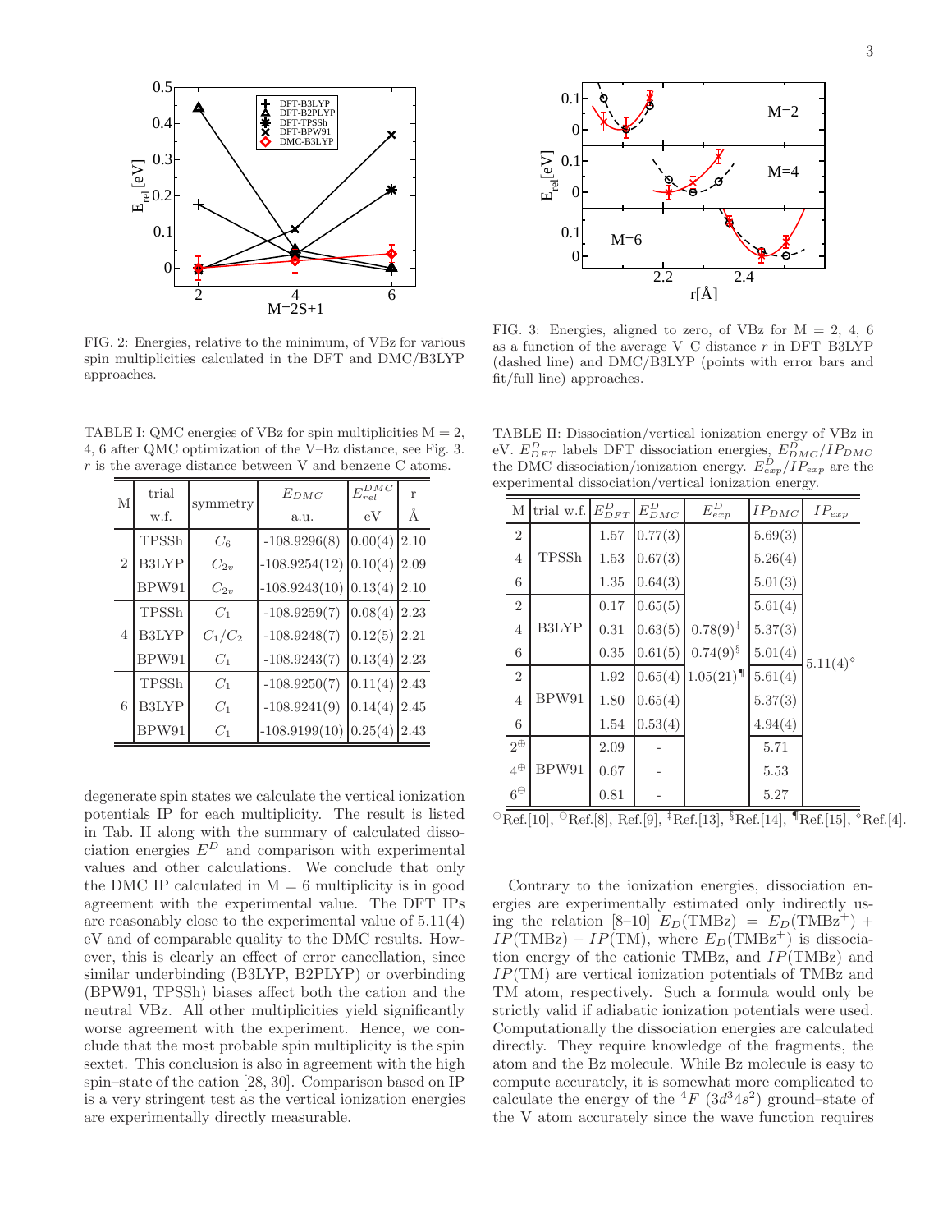FIG. 2: Energies, relative to the minimum, of VBz for various spin multiplicities calculated in the DFT and DMC/B3LYP approaches.

FIG. 3: Energies, aligned to zero, of VBz for M = 2, 4, 6 as a function of the average V–C distance $r$ in DFT–B3LYP (dashed line) and DMC/B3LYP (points with error bars and fit/full line) approaches.

TABLE I: QMC energies of VBz for spin multiplicities M = 2, 4, 6 after QMC optimization of the V–Bz distance, see Fig. 3. $r$ is the average distance between V and benzene C atoms.

| M | trial w.f. | symmetry | $E_{DMC}$ a.u. | $E_{rel}^{DMC}$ eV | r Å |
|---|---|---|---|---|---|
| 2 | TPSSh | $C_6$ | -108.9296(8) | 0.00(4) | 2.10 |
| | B3LYP | $C_{2v}$ | -108.9254(12) | 0.10(4) | 2.09 |
| | BPW91 | $C_{2v}$ | -108.9243(10) | 0.13(4) | 2.10 |
| 4 | TPSSh | $C_1$ | -108.9259(7) | 0.08(4) | 2.23 |
| | B3LYP | $C_1/C_2$ | -108.9248(7) | 0.12(5) | 2.21 |
| | BPW91 | $C_1$ | -108.9243(7) | 0.13(4) | 2.23 |
| 6 | TPSSh | $C_1$ | -108.9250(7) | 0.11(4) | 2.43 |
| | B3LYP | $C_1$ | -108.9241(9) | 0.14(4) | 2.45 |
| | BPW91 | $C_1$ | -108.9199(10) | 0.25(4) | 2.43 |

degenerate spin states we calculate the vertical ionization potentials IP for each multiplicity. The result is listed in Tab. II along with the summary of calculated dissociation energies $E^D$ and comparison with experimental values and other calculations. We conclude that only the DMC IP calculated in M = 6 multiplicity is in good agreement with the experimental value. The DFT IPs are reasonably close to the experimental value of 5.11(4) eV and of comparable quality to the DMC results. However, this is clearly an effect of error cancellation, since similar underbinding (B3LYP, B2PLYP) or overbinding (BPW91, TPSSh) biases affect both the cation and the neutral VBz. All other multiplicities yield significantly worse agreement with the experiment. Hence, we conclude that the most probable spin multiplicity is the spin sextet. This conclusion is also in agreement with the high spin–state of the cation [28, 30]. Comparison based on IP is a very stringent test as the vertical ionization energies are experimentally directly measurable.

TABLE II: Dissociation/vertical ionization energy of VBz in eV. $E^D_{DFT}$ labels DFT dissociation energies, $E^D_{DMC}/IP_{DMC}$ the DMC dissociation/ionization energy. $E^D_{exp}/IP_{exp}$ are the experimental dissociation/vertical ionization energy.

| M | trial w.f. | $E^D_{DFT}$ | $E^D_{DMC}$ | $E^D_{exp}$ | $IP_{DMC}$ | $IP_{exp}$ |
|---|---|---|---|---|---|---|
| 2 | TPSSh | 1.57 | 0.77(3) | | 5.69(3) | |
| 4 | | 1.53 | 0.67(3) | | 5.26(4) | |
| 6 | | 1.35 | 0.64(3) | | 5.01(3) | |
| 2 | B3LYP | 0.17 | 0.65(5) | | 5.61(4) | |
| 4 | | 0.31 | 0.63(5) | 0.78(9)[‡] | 5.37(3) | |
| 6 | | 0.35 | 0.61(5) | 0.74(9)[§] | 5.01(4) | 5.11(4)[⋄] |
| 2 | BPW91 | 1.92 | 0.65(4) | 1.05(21)[¶] | 5.61(4) | |
| 4 | | 1.80 | 0.65(4) | | 5.37(3) | |
| 6 | | 1.54 | 0.53(4) | | 4.94(4) | |
| 2[⊕] | BPW91 | 2.09 | - | | 5.71 | |
| 4[⊕] | | 0.67 | - | | 5.53 | |
| 6[⊖] | | 0.81 | - | | 5.27 | |

[⊕]Ref.[10], [⊖]Ref.[8], Ref.[9], [‡]Ref.[13], [§]Ref.[14], [¶]Ref.[15], [⋄]Ref.[4].

Contrary to the ionization energies, dissociation energies are experimentally estimated only indirectly using the relation [8–10] $E_D(\text{TMBz}) = E_D(\text{TMBz}^+) + IP(\text{TMBz}) - IP(\text{TM})$, where $E_D(\text{TMBz}^+)$ is dissociation energy of the cationic TMBz, and $IP(\text{TMBz})$ and $IP(\text{TM})$ are vertical ionization potentials of TMBz and TM atom, respectively. Such a formula would only be strictly valid if adiabatic ionization potentials were used. Computationally the dissociation energies are calculated directly. They require knowledge of the fragments, the atom and the Bz molecule. While Bz molecule is easy to compute accurately, it is somewhat more complicated to calculate the energy of the $^4F$ $(3d^34s^2)$ ground–state of the V atom accurately since the wave function requires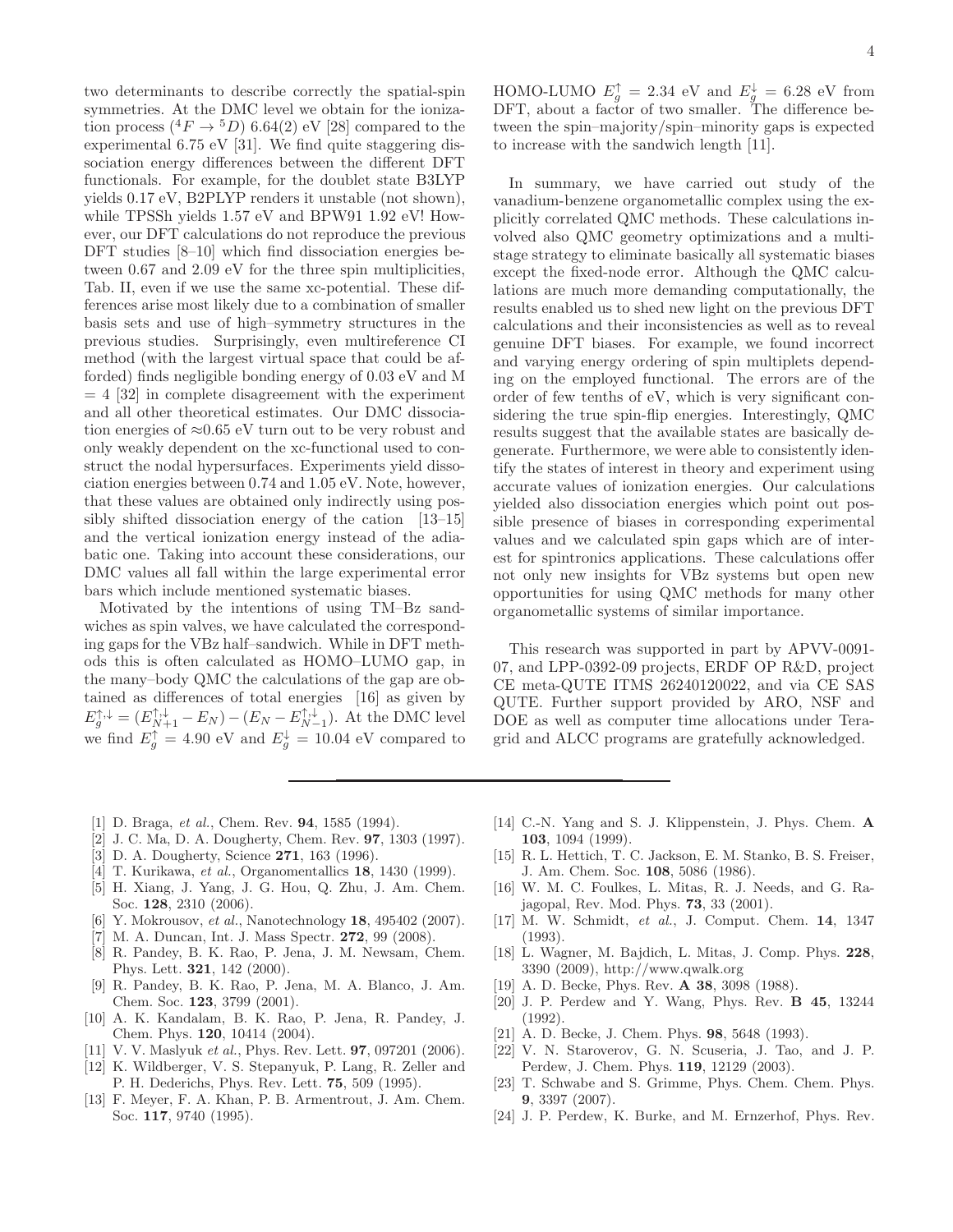two determinants to describe correctly the spatial-spin symmetries. At the DMC level we obtain for the ionization process ($^4F \to {}^5D$) 6.64(2) eV [28] compared to the experimental 6.75 eV [31]. We find quite staggering dissociation energy differences between the different DFT functionals. For example, for the doublet state B3LYP yields 0.17 eV, B2PLYP renders it unstable (not shown), while TPSSh yields 1.57 eV and BPW91 1.92 eV! However, our DFT calculations do not reproduce the previous DFT studies [8–10] which find dissociation energies between 0.67 and 2.09 eV for the three spin multiplicities, Tab. II, even if we use the same xc-potential. These differences arise most likely due to a combination of smaller basis sets and use of high–symmetry structures in the previous studies. Surprisingly, even multireference CI method (with the largest virtual space that could be afforded) finds negligible bonding energy of 0.03 eV and M = 4 [32] in complete disagreement with the experiment and all other theoretical estimates. Our DMC dissociation energies of ≈0.65 eV turn out to be very robust and only weakly dependent on the xc-functional used to construct the nodal hypersurfaces. Experiments yield dissociation energies between 0.74 and 1.05 eV. Note, however, that these values are obtained only indirectly using possibly shifted dissociation energy of the cation [13–15] and the vertical ionization energy instead of the adiabatic one. Taking into account these considerations, our DMC values all fall within the large experimental error bars which include mentioned systematic biases.

Motivated by the intentions of using TM–Bz sandwiches as spin valves, we have calculated the corresponding gaps for the VBz half–sandwich. While in DFT methods this is often calculated as HOMO–LUMO gap, in the many–body QMC the calculations of the gap are obtained as differences of total energies [16] as given by $E_g^{\uparrow,\downarrow} = (E_{N+1}^{\uparrow,\downarrow} - E_N) - (E_N - E_{N-1}^{\uparrow,\downarrow})$. At the DMC level we find $E_g^{\uparrow} = 4.90$ eV and $E_g^{\downarrow} = 10.04$ eV compared to HOMO-LUMO $E_g^{\uparrow} = 2.34$ eV and $E_g^{\downarrow} = 6.28$ eV from DFT, about a factor of two smaller. The difference between the spin–majority/spin–minority gaps is expected to increase with the sandwich length [11].

In summary, we have carried out study of the vanadium-benzene organometallic complex using the explicitly correlated QMC methods. These calculations involved also QMC geometry optimizations and a multistage strategy to eliminate basically all systematic biases except the fixed-node error. Although the QMC calculations are much more demanding computationally, the results enabled us to shed new light on the previous DFT calculations and their inconsistencies as well as to reveal genuine DFT biases. For example, we found incorrect and varying energy ordering of spin multiplets depending on the employed functional. The errors are of the order of few tenths of eV, which is very significant considering the true spin-flip energies. Interestingly, QMC results suggest that the available states are basically degenerate. Furthermore, we were able to consistently identify the states of interest in theory and experiment using accurate values of ionization energies. Our calculations yielded also dissociation energies which point out possible presence of biases in corresponding experimental values and we calculated spin gaps which are of interest for spintronics applications. These calculations offer not only new insights for VBz systems but open new opportunities for using QMC methods for many other organometallic systems of similar importance.

This research was supported in part by APVV-0091-07, and LPP-0392-09 projects, ERDF OP R&D, project CE meta-QUTE ITMS 26240120022, and via CE SAS QUTE. Further support provided by ARO, NSF and DOE as well as computer time allocations under Teragrid and ALCC programs are gratefully acknowledged.

---

[1] D. Braga, *et al.*, Chem. Rev. **94**, 1585 (1994).
[2] J. C. Ma, D. A. Dougherty, Chem. Rev. **97**, 1303 (1997).
[3] D. A. Dougherty, Science **271**, 163 (1996).
[4] T. Kurikawa, *et al.*, Organomentallics **18**, 1430 (1999).
[5] H. Xiang, J. Yang, J. G. Hou, Q. Zhu, J. Am. Chem. Soc. **128**, 2310 (2006).
[6] Y. Mokrousov, *et al.*, Nanotechnology **18**, 495402 (2007).
[7] M. A. Duncan, Int. J. Mass Spectr. **272**, 99 (2008).
[8] R. Pandey, B. K. Rao, P. Jena, J. M. Newsam, Chem. Phys. Lett. **321**, 142 (2000).
[9] R. Pandey, B. K. Rao, P. Jena, M. A. Blanco, J. Am. Chem. Soc. **123**, 3799 (2001).
[10] A. K. Kandalam, B. K. Rao, P. Jena, R. Pandey, J. Chem. Phys. **120**, 10414 (2004).
[11] V. V. Maslyuk *et al.*, Phys. Rev. Lett. **97**, 097201 (2006).
[12] K. Wildberger, V. S. Stepanyuk, P. Lang, R. Zeller and P. H. Dederichs, Phys. Rev. Lett. **75**, 509 (1995).
[13] F. Meyer, F. A. Khan, P. B. Armentrout, J. Am. Chem. Soc. **117**, 9740 (1995).
[14] C.-N. Yang and S. J. Klippenstein, J. Phys. Chem. **A 103**, 1094 (1999).
[15] R. L. Hettich, T. C. Jackson, E. M. Stanko, B. S. Freiser, J. Am. Chem. Soc. **108**, 5086 (1986).
[16] W. M. C. Foulkes, L. Mitas, R. J. Needs, and G. Rajagopal, Rev. Mod. Phys. **73**, 33 (2001).
[17] M. W. Schmidt, *et al.*, J. Comput. Chem. **14**, 1347 (1993).
[18] L. Wagner, M. Bajdich, L. Mitas, J. Comp. Phys. **228**, 3390 (2009), http://www.qwalk.org
[19] A. D. Becke, Phys. Rev. **A 38**, 3098 (1988).
[20] J. P. Perdew and Y. Wang, Phys. Rev. **B 45**, 13244 (1992).
[21] A. D. Becke, J. Chem. Phys. **98**, 5648 (1993).
[22] V. N. Staroverov, G. N. Scuseria, J. Tao, and J. P. Perdew, J. Chem. Phys. **119**, 12129 (2003).
[23] T. Schwabe and S. Grimme, Phys. Chem. Chem. Phys. **9**, 3397 (2007).
[24] J. P. Perdew, K. Burke, and M. Ernzerhof, Phys. Rev.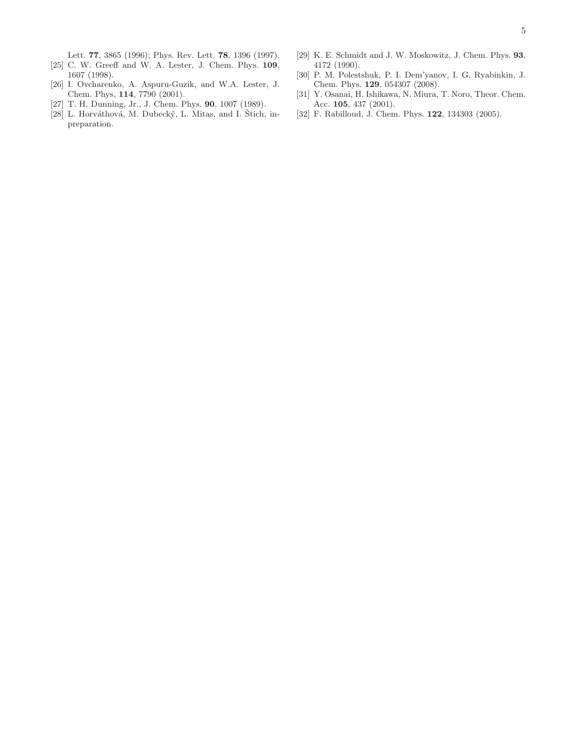Lett. **77**, 3865 (1996); Phys. Rev. Lett. **78**, 1396 (1997).

[25] C. W. Greeff and W. A. Lester, J. Chem. Phys. **109**, 1607 (1998).

[26] I. Ovcharenko, A. Aspuru-Guzik, and W.A. Lester, J. Chem. Phys, **114**, 7790 (2001).

[27] T. H. Dunning, Jr., J. Chem. Phys. **90**, 1007 (1989).

[28] L. Horváthová, M. Dubecký, L. Mitas, and I. Štich, in-preparation.

[29] K. E. Schmidt and J. W. Moskowitz, J. Chem. Phys. **93**, 4172 (1990).

[30] P. M. Polestshuk, P. I. Dem'yanov, I. G. Ryabinkin, J. Chem. Phys. **129**, 054307 (2008).

[31] Y. Osanai, H. Ishikawa, N. Miura, T. Noro, Theor. Chem. Acc. **105**, 437 (2001).

[32] F. Rabilloud, J. Chem. Phys. **122**, 134303 (2005).